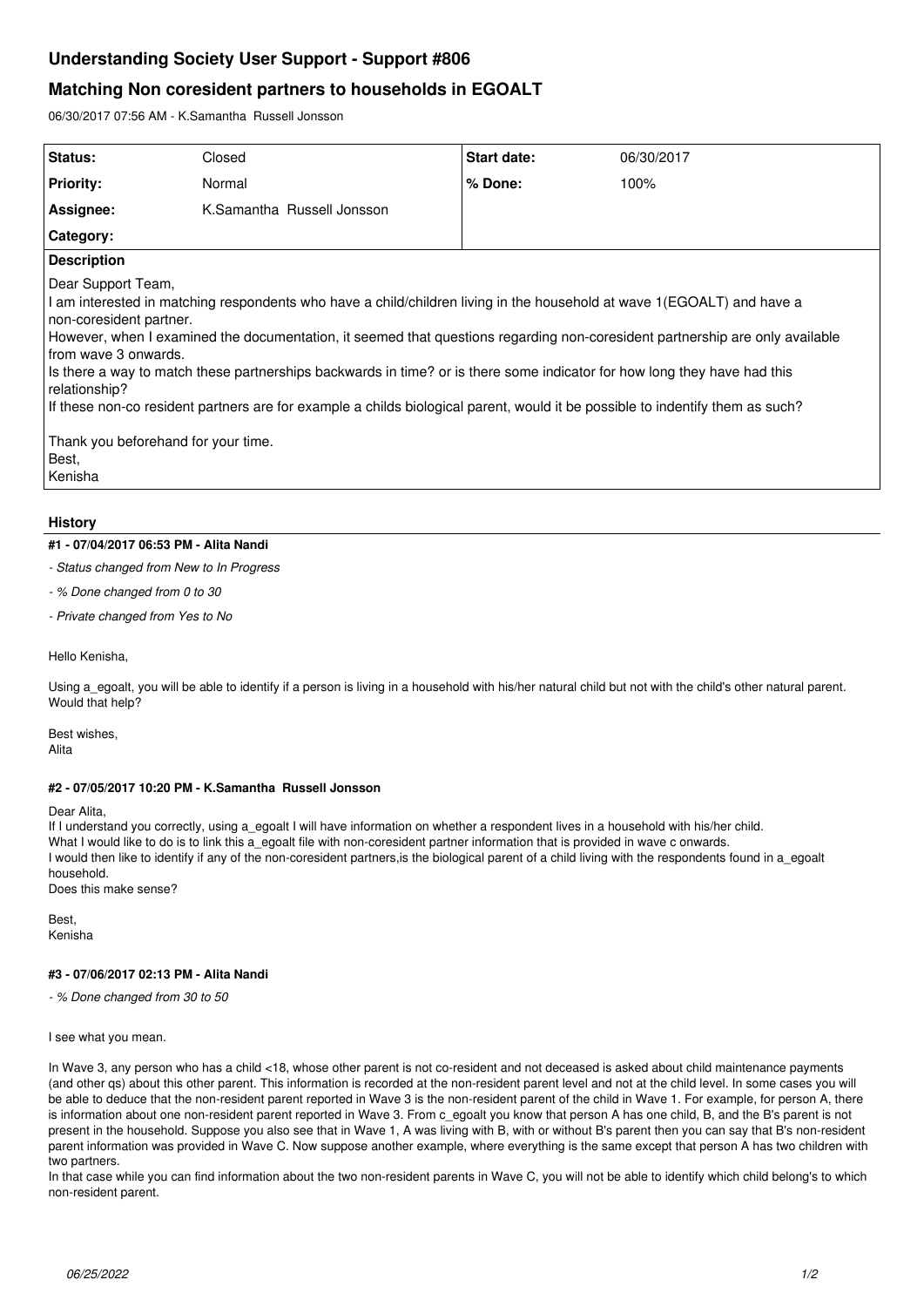# Understanding Society User Support - Support #806

## Matching Non coresident partners to households in EGOALT

06/30/2017 07:56 AM - K.Samantha Russell Jonsson

| Status: | Closed | Start date: | 06/30/2017 |
|---|---|---|---|
| Priority: | Normal | % Done: | 100% |
| Assignee: | K.Samantha Russell Jonsson | | |
| Category: | | | |

**Description**

Dear Support Team,
I am interested in matching respondents who have a child/children living in the household at wave 1(EGOALT) and have a non-coresident partner.
However, when I examined the documentation, it seemed that questions regarding non-coresident partnership are only available from wave 3 onwards.
Is there a way to match these partnerships backwards in time? or is there some indicator for how long they have had this relationship?
If these non-co resident partners are for example a childs biological parent, would it be possible to indentify them as such?

Thank you beforehand for your time.
Best,
Kenisha

### History

#### #1 - 07/04/2017 06:53 PM - Alita Nandi

- *Status changed from New to In Progress*
- *% Done changed from 0 to 30*
- *Private changed from Yes to No*

Hello Kenisha,

Using a_egoalt, you will be able to identify if a person is living in a household with his/her natural child but not with the child's other natural parent. Would that help?

Best wishes,
Alita

#### #2 - 07/05/2017 10:20 PM - K.Samantha Russell Jonsson

Dear Alita,
If I understand you correctly, using a_egoalt I will have information on whether a respondent lives in a household with his/her child.
What I would like to do is to link this a_egoalt file with non-coresident partner information that is provided in wave c onwards.
I would then like to identify if any of the non-coresident partners,is the biological parent of a child living with the respondents found in a_egoalt household.
Does this make sense?

Best,
Kenisha

#### #3 - 07/06/2017 02:13 PM - Alita Nandi

- *% Done changed from 30 to 50*

I see what you mean.

In Wave 3, any person who has a child <18, whose other parent is not co-resident and not deceased is asked about child maintenance payments (and other qs) about this other parent. This information is recorded at the non-resident parent level and not at the child level. In some cases you will be able to deduce that the non-resident parent reported in Wave 3 is the non-resident parent of the child in Wave 1. For example, for person A, there is information about one non-resident parent reported in Wave 3. From c_egoalt you know that person A has one child, B, and the B's parent is not present in the household. Suppose you also see that in Wave 1, A was living with B, with or without B's parent then you can say that B's non-resident parent information was provided in Wave C. Now suppose another example, where everything is the same except that person A has two children with two partners.
In that case while you can find information about the two non-resident parents in Wave C, you will not be able to identify which child belong's to which non-resident parent.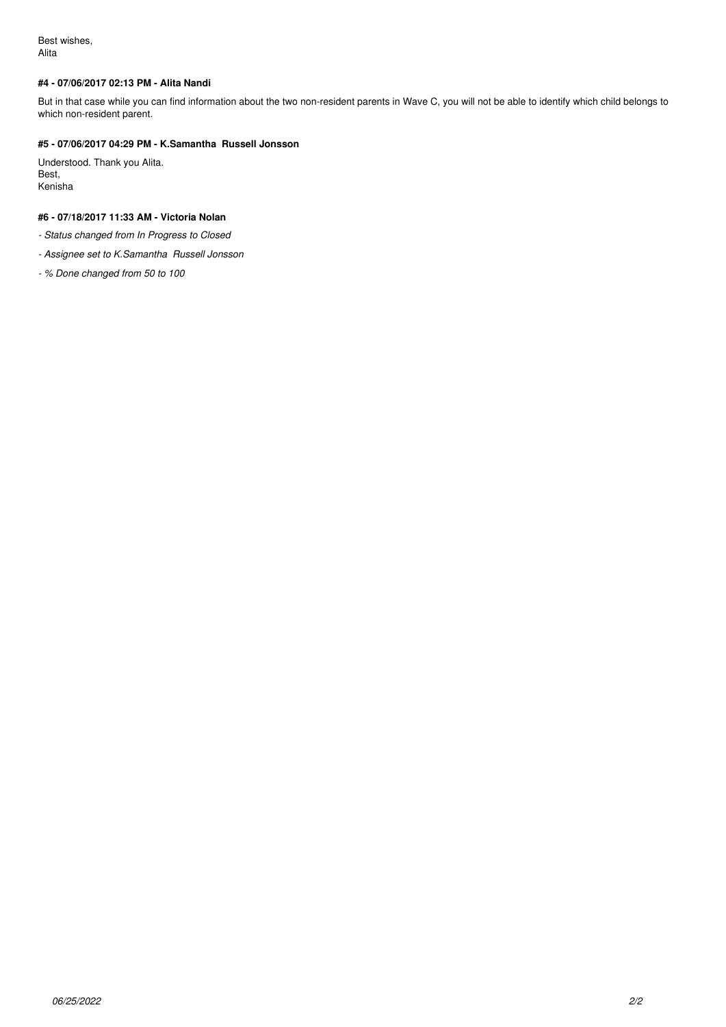Best wishes,
Alita

#### #4 - 07/06/2017 02:13 PM - Alita Nandi

But in that case while you can find information about the two non-resident parents in Wave C, you will not be able to identify which child belongs to which non-resident parent.

#### #5 - 07/06/2017 04:29 PM - K.Samantha Russell Jonsson

Understood. Thank you Alita.
Best,
Kenisha

#### #6 - 07/18/2017 11:33 AM - Victoria Nolan

- *Status changed from In Progress to Closed*
- *Assignee set to K.Samantha Russell Jonsson*
- *% Done changed from 50 to 100*